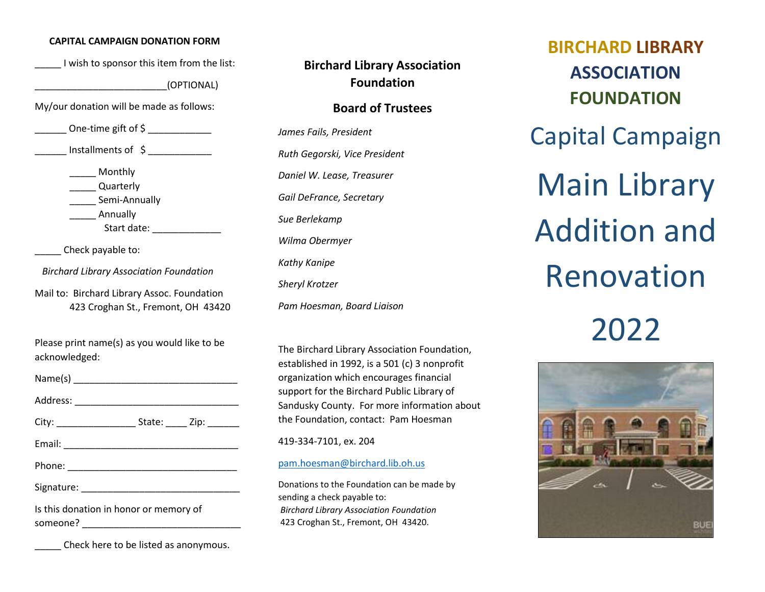**CAPITAL CAMPAIGN DONATION FORM**

_____ I wish to sponsor this item from the list:

_________________________(OPTIONAL)

My/our donation will be made as follows:

______ One-time gift of $ ____________

______ Installments of $ ____________

- _____ Monthly
- _____ Quarterly
- _____ Semi-Annually
- _____ Annually

Start date: _____________

_____ Check payable to:

*Birchard Library Association Foundation*

Mail to: Birchard Library Assoc. Foundation
423 Croghan St., Fremont, OH 43420

Please print name(s) as you would like to be acknowledged:

Name(s) _______________________________

Address: _______________________________

City: _______________ State: ____ Zip: ______

Email: _________________________________

Phone: ________________________________

Signature: ______________________________

Is this donation in honor or memory of someone? ______________________________

_____ Check here to be listed as anonymous.

## Birchard Library Association Foundation

## Board of Trustees

*James Fails, President*

*Ruth Gegorski, Vice President*

*Daniel W. Lease, Treasurer*

*Gail DeFrance, Secretary*

*Sue Berlekamp*

*Wilma Obermyer*

*Kathy Kanipe*

*Sheryl Krotzer*

*Pam Hoesman, Board Liaison*

The Birchard Library Association Foundation, established in 1992, is a 501 (c) 3 nonprofit organization which encourages financial support for the Birchard Public Library of Sandusky County. For more information about the Foundation, contact: Pam Hoesman

419-334-7101, ex. 204

pam.hoesman@birchard.lib.oh.us

Donations to the Foundation can be made by sending a check payable to:
*Birchard Library Association Foundation*
423 Croghan St., Fremont, OH 43420.

# BIRCHARD LIBRARY ASSOCIATION FOUNDATION

## Capital Campaign

# Main Library Addition and Renovation 2022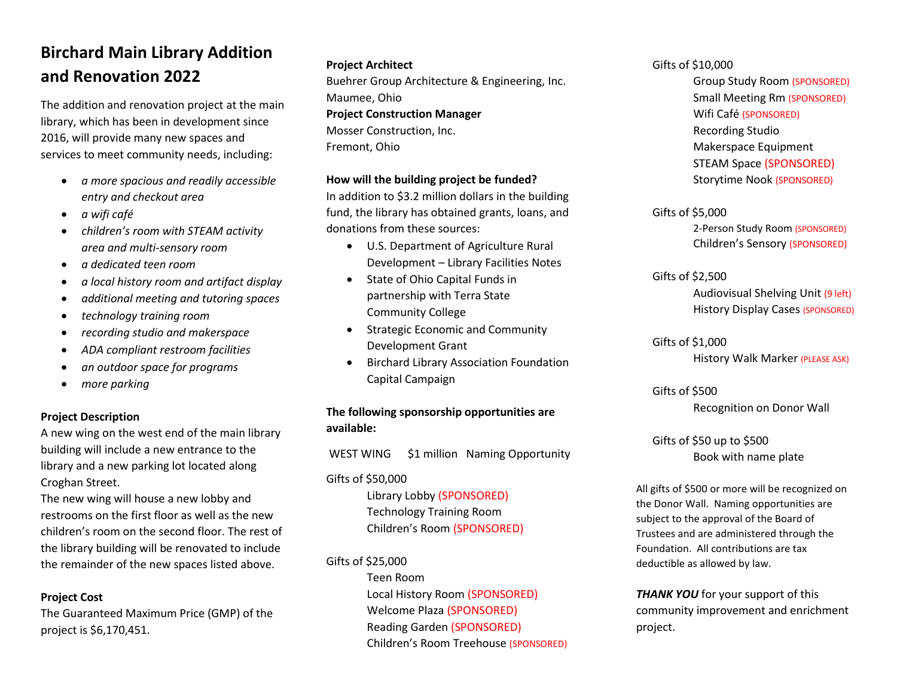# Birchard Main Library Addition and Renovation 2022

The addition and renovation project at the main library, which has been in development since 2016, will provide many new spaces and services to meet community needs, including:

- *a more spacious and readily accessible entry and checkout area*
- *a wifi café*
- *children's room with STEAM activity area and multi-sensory room*
- *a dedicated teen room*
- *a local history room and artifact display*
- *additional meeting and tutoring spaces*
- *technology training room*
- *recording studio and makerspace*
- *ADA compliant restroom facilities*
- *an outdoor space for programs*
- *more parking*

**Project Description**

A new wing on the west end of the main library building will include a new entrance to the library and a new parking lot located along Croghan Street.

The new wing will house a new lobby and restrooms on the first floor as well as the new children's room on the second floor. The rest of the library building will be renovated to include the remainder of the new spaces listed above.

**Project Cost**

The Guaranteed Maximum Price (GMP) of the project is $6,170,451.

**Project Architect**

Buehrer Group Architecture & Engineering, Inc.
Maumee, Ohio

**Project Construction Manager**

Mosser Construction, Inc.
Fremont, Ohio

**How will the building project be funded?**

In addition to $3.2 million dollars in the building fund, the library has obtained grants, loans, and donations from these sources:

- U.S. Department of Agriculture Rural Development – Library Facilities Notes
- State of Ohio Capital Funds in partnership with Terra State Community College
- Strategic Economic and Community Development Grant
- Birchard Library Association Foundation Capital Campaign

**The following sponsorship opportunities are available:**

WEST WING $1 million Naming Opportunity

Gifts of $50,000
- Library Lobby (SPONSORED)
- Technology Training Room
- Children's Room (SPONSORED)

Gifts of $25,000
- Teen Room
- Local History Room (SPONSORED)
- Welcome Plaza (SPONSORED)
- Reading Garden (SPONSORED)
- Children's Room Treehouse (SPONSORED)

Gifts of $10,000
- Group Study Room (SPONSORED)
- Small Meeting Rm (SPONSORED)
- Wifi Café (SPONSORED)
- Recording Studio
- Makerspace Equipment
- STEAM Space (SPONSORED)
- Storytime Nook (SPONSORED)

Gifts of $5,000
- 2-Person Study Room (SPONSORED)
- Children's Sensory (SPONSORED)

Gifts of $2,500
- Audiovisual Shelving Unit (9 left)
- History Display Cases (SPONSORED)

Gifts of $1,000
- History Walk Marker (PLEASE ASK)

Gifts of $500
- Recognition on Donor Wall

Gifts of $50 up to $500
- Book with name plate

All gifts of $500 or more will be recognized on the Donor Wall. Naming opportunities are subject to the approval of the Board of Trustees and are administered through the Foundation. All contributions are tax deductible as allowed by law.

***THANK YOU*** for your support of this community improvement and enrichment project.